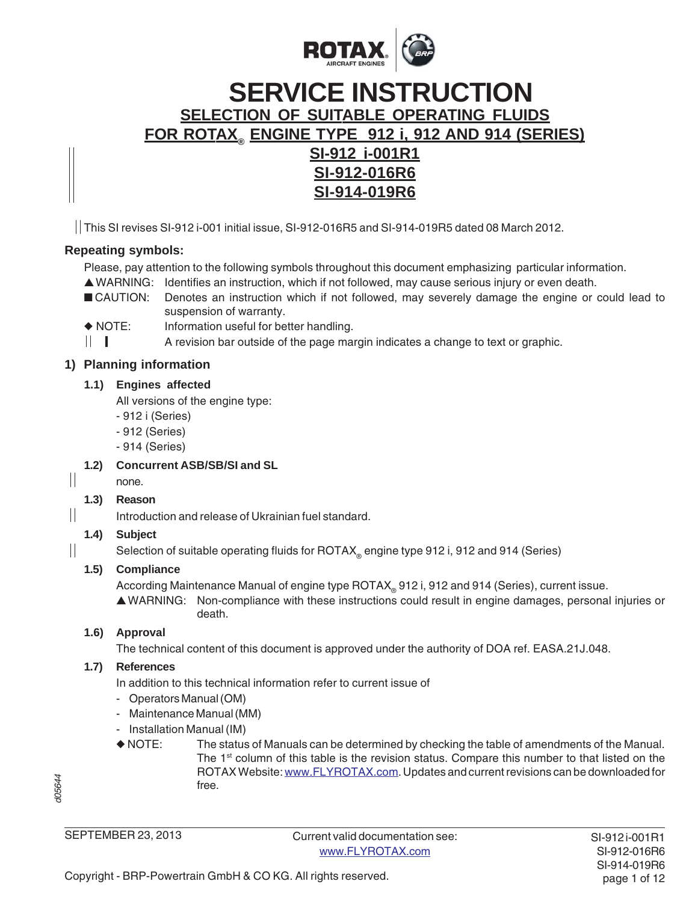# SERVICE INSTRUCTION

## SELECTION OF SUITABLE OPERATING FLUIDS FOR ROTAX® ENGINE TYPE 912 i, 912 AND 914 (SERIES)

## SI-912 i-001R1
## SI-912-016R6
## SI-914-019R6

This SI revises SI-912 i-001 initial issue, SI-912-016R5 and SI-914-019R5 dated 08 March 2012.

### Repeating symbols:

Please, pay attention to the following symbols throughout this document emphasizing particular information.

▲WARNING: Identifies an instruction, which if not followed, may cause serious injury or even death.

■CAUTION: Denotes an instruction which if not followed, may severely damage the engine or could lead to suspension of warranty.

◆NOTE: Information useful for better handling.

|| ▌ A revision bar outside of the page margin indicates a change to text or graphic.

### 1) Planning information

#### 1.1) Engines affected

All versions of the engine type:

- 912 i (Series)
- 912 (Series)
- 914 (Series)

#### 1.2) Concurrent ASB/SB/SI and SL

none.

#### 1.3) Reason

Introduction and release of Ukrainian fuel standard.

#### 1.4) Subject

Selection of suitable operating fluids for ROTAX® engine type 912 i, 912 and 914 (Series)

#### 1.5) Compliance

According Maintenance Manual of engine type ROTAX® 912 i, 912 and 914 (Series), current issue.

▲WARNING: Non-compliance with these instructions could result in engine damages, personal injuries or death.

#### 1.6) Approval

The technical content of this document is approved under the authority of DOA ref. EASA.21J.048.

#### 1.7) References

In addition to this technical information refer to current issue of

- Operators Manual (OM)
- Maintenance Manual (MM)
- Installation Manual (IM)

◆NOTE: The status of Manuals can be determined by checking the table of amendments of the Manual. The 1st column of this table is the revision status. Compare this number to that listed on the ROTAX Website: www.FLYROTAX.com. Updates and current revisions can be downloaded for free.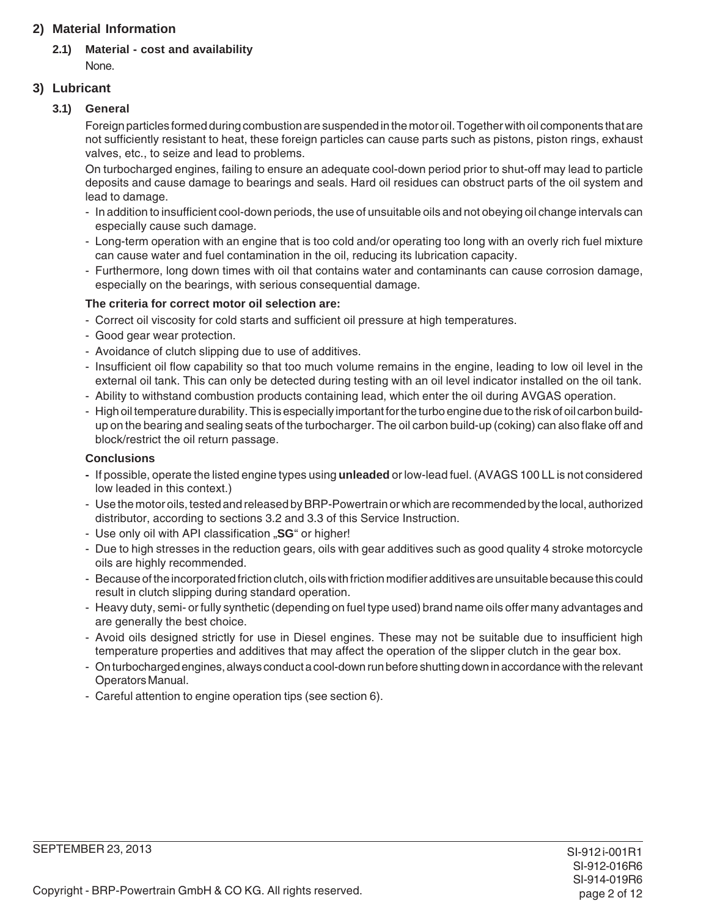## 2) Material Information

### 2.1) Material - cost and availability

None.

## 3) Lubricant

### 3.1) General

Foreign particles formed during combustion are suspended in the motor oil. Together with oil components that are not sufficiently resistant to heat, these foreign particles can cause parts such as pistons, piston rings, exhaust valves, etc., to seize and lead to problems.

On turbocharged engines, failing to ensure an adequate cool-down period prior to shut-off may lead to particle deposits and cause damage to bearings and seals. Hard oil residues can obstruct parts of the oil system and lead to damage.

- In addition to insufficient cool-down periods, the use of unsuitable oils and not obeying oil change intervals can especially cause such damage.
- Long-term operation with an engine that is too cold and/or operating too long with an overly rich fuel mixture can cause water and fuel contamination in the oil, reducing its lubrication capacity.
- Furthermore, long down times with oil that contains water and contaminants can cause corrosion damage, especially on the bearings, with serious consequential damage.

**The criteria for correct motor oil selection are:**

- Correct oil viscosity for cold starts and sufficient oil pressure at high temperatures.
- Good gear wear protection.
- Avoidance of clutch slipping due to use of additives.
- Insufficient oil flow capability so that too much volume remains in the engine, leading to low oil level in the external oil tank. This can only be detected during testing with an oil level indicator installed on the oil tank.
- Ability to withstand combustion products containing lead, which enter the oil during AVGAS operation.
- High oil temperature durability. This is especially important for the turbo engine due to the risk of oil carbon build-up on the bearing and sealing seats of the turbocharger. The oil carbon build-up (coking) can also flake off and block/restrict the oil return passage.

**Conclusions**

- If possible, operate the listed engine types using **unleaded** or low-lead fuel. (AVAGS 100 LL is not considered low leaded in this context.)
- Use the motor oils, tested and released by BRP-Powertrain or which are recommended by the local, authorized distributor, according to sections 3.2 and 3.3 of this Service Instruction.
- Use only oil with API classification „**SG**“ or higher!
- Due to high stresses in the reduction gears, oils with gear additives such as good quality 4 stroke motorcycle oils are highly recommended.
- Because of the incorporated friction clutch, oils with friction modifier additives are unsuitable because this could result in clutch slipping during standard operation.
- Heavy duty, semi- or fully synthetic (depending on fuel type used) brand name oils offer many advantages and are generally the best choice.
- Avoid oils designed strictly for use in Diesel engines. These may not be suitable due to insufficient high temperature properties and additives that may affect the operation of the slipper clutch in the gear box.
- On turbocharged engines, always conduct a cool-down run before shutting down in accordance with the relevant Operators Manual.
- Careful attention to engine operation tips (see section 6).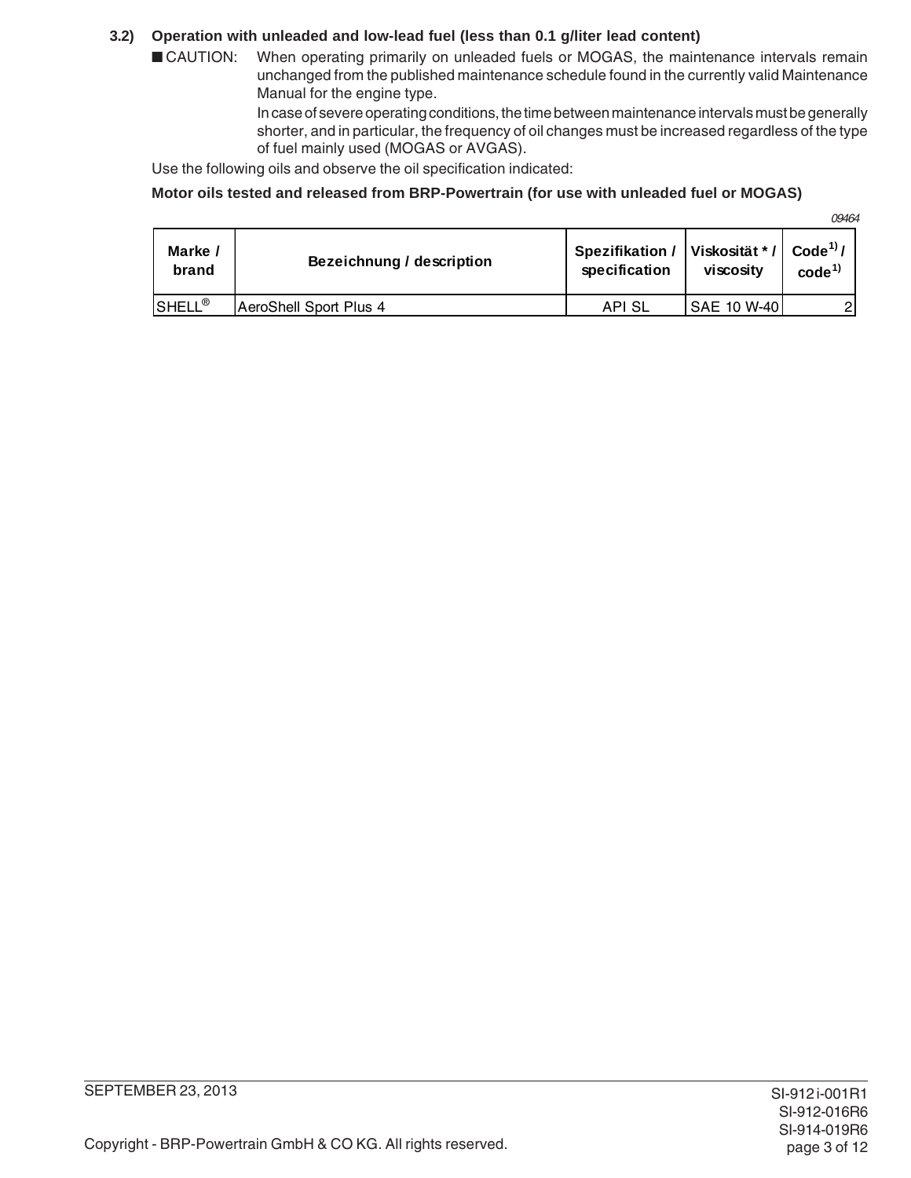### 3.2) Operation with unleaded and low-lead fuel (less than 0.1 g/liter lead content)

■ CAUTION: When operating primarily on unleaded fuels or MOGAS, the maintenance intervals remain unchanged from the published maintenance schedule found in the currently valid Maintenance Manual for the engine type.

In case of severe operating conditions, the time between maintenance intervals must be generally shorter, and in particular, the frequency of oil changes must be increased regardless of the type of fuel mainly used (MOGAS or AVGAS).

Use the following oils and observe the oil specification indicated:

**Motor oils tested and released from BRP-Powertrain (for use with unleaded fuel or MOGAS)**

*09464*

| Marke / brand | Bezeichnung / description | Spezifikation / specification | Viskosität * / viscosity | Code[1] / code[1] |
|---|---|---|---|---|
| SHELL® | AeroShell Sport Plus 4 | API SL | SAE 10 W-40 | 2 |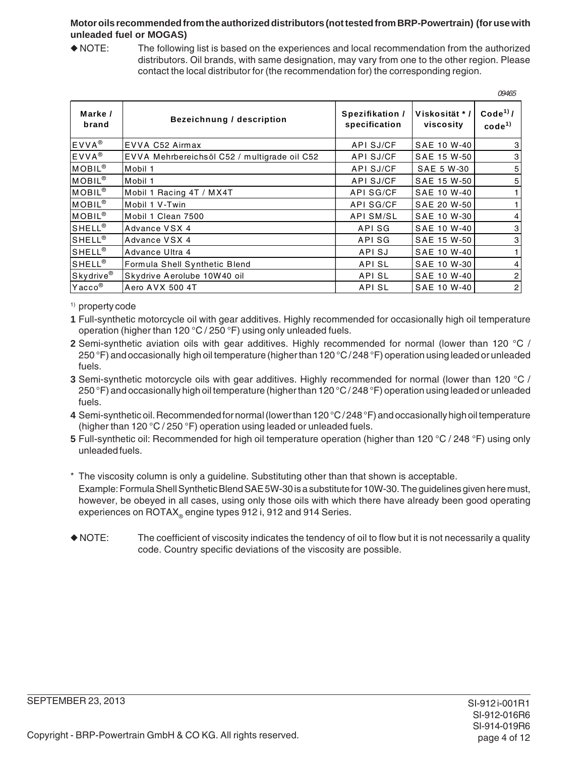**Motor oils recommended from the authorized distributors (not tested from BRP-Powertrain) (for use with unleaded fuel or MOGAS)**

◆ NOTE: The following list is based on the experiences and local recommendation from the authorized distributors. Oil brands, with same designation, may vary from one to the other region. Please contact the local distributor for (the recommendation for) the corresponding region.

*09465*

| Marke / brand | Bezeichnung / description | Spezifikation / specification | Viskosität * / viscosity | Code[1) ]/ code[1)] |
|---|---|---|---|---|
| EVVA® | EVVA C52 Airmax | API SJ/CF | SAE 10 W-40 | 3 |
| EVVA® | EVVA Mehrbereichsöl C52 / multigrade oil C52 | API SJ/CF | SAE 15 W-50 | 3 |
| MOBIL® | Mobil 1 | API SJ/CF | SAE 5 W-30 | 5 |
| MOBIL® | Mobil 1 | API SJ/CF | SAE 15 W-50 | 5 |
| MOBIL® | Mobil 1 Racing 4T / MX4T | API SG/CF | SAE 10 W-40 | 1 |
| MOBIL® | Mobil 1 V-Twin | API SG/CF | SAE 20 W-50 | 1 |
| MOBIL® | Mobil 1 Clean 7500 | API SM/SL | SAE 10 W-30 | 4 |
| SHELL® | Advance VSX 4 | API SG | SAE 10 W-40 | 3 |
| SHELL® | Advance VSX 4 | API SG | SAE 15 W-50 | 3 |
| SHELL® | Advance Ultra 4 | API SJ | SAE 10 W-40 | 1 |
| SHELL® | Formula Shell Synthetic Blend | API SL | SAE 10 W-30 | 4 |
| Skydrive® | Skydrive Aerolube 10W40 oil | API SL | SAE 10 W-40 | 2 |
| Yacco® | Aero AVX 500 4T | API SL | SAE 10 W-40 | 2 |

[1)] property code

**1** Full-synthetic motorcycle oil with gear additives. Highly recommended for occasionally high oil temperature operation (higher than 120 °C / 250 °F) using only unleaded fuels.

**2** Semi-synthetic aviation oils with gear additives. Highly recommended for normal (lower than 120 °C / 250 °F) and occasionally high oil temperature (higher than 120 °C / 248 °F) operation using leaded or unleaded fuels.

**3** Semi-synthetic motorcycle oils with gear additives. Highly recommended for normal (lower than 120 °C / 250 °F) and occasionally high oil temperature (higher than 120 °C / 248 °F) operation using leaded or unleaded fuels.

**4** Semi-synthetic oil. Recommended for normal (lower than 120 °C / 248 °F) and occasionally high oil temperature (higher than 120 °C / 250 °F) operation using leaded or unleaded fuels.

**5** Full-synthetic oil: Recommended for high oil temperature operation (higher than 120 °C / 248 °F) using only unleaded fuels.

\* The viscosity column is only a guideline. Substituting other than that shown is acceptable.
Example: Formula Shell Synthetic Blend SAE 5W-30 is a substitute for 10W-30. The guidelines given here must, however, be obeyed in all cases, using only those oils with which there have already been good operating experiences on ROTAX® engine types 912 i, 912 and 914 Series.

◆ NOTE: The coefficient of viscosity indicates the tendency of oil to flow but it is not necessarily a quality code. Country specific deviations of the viscosity are possible.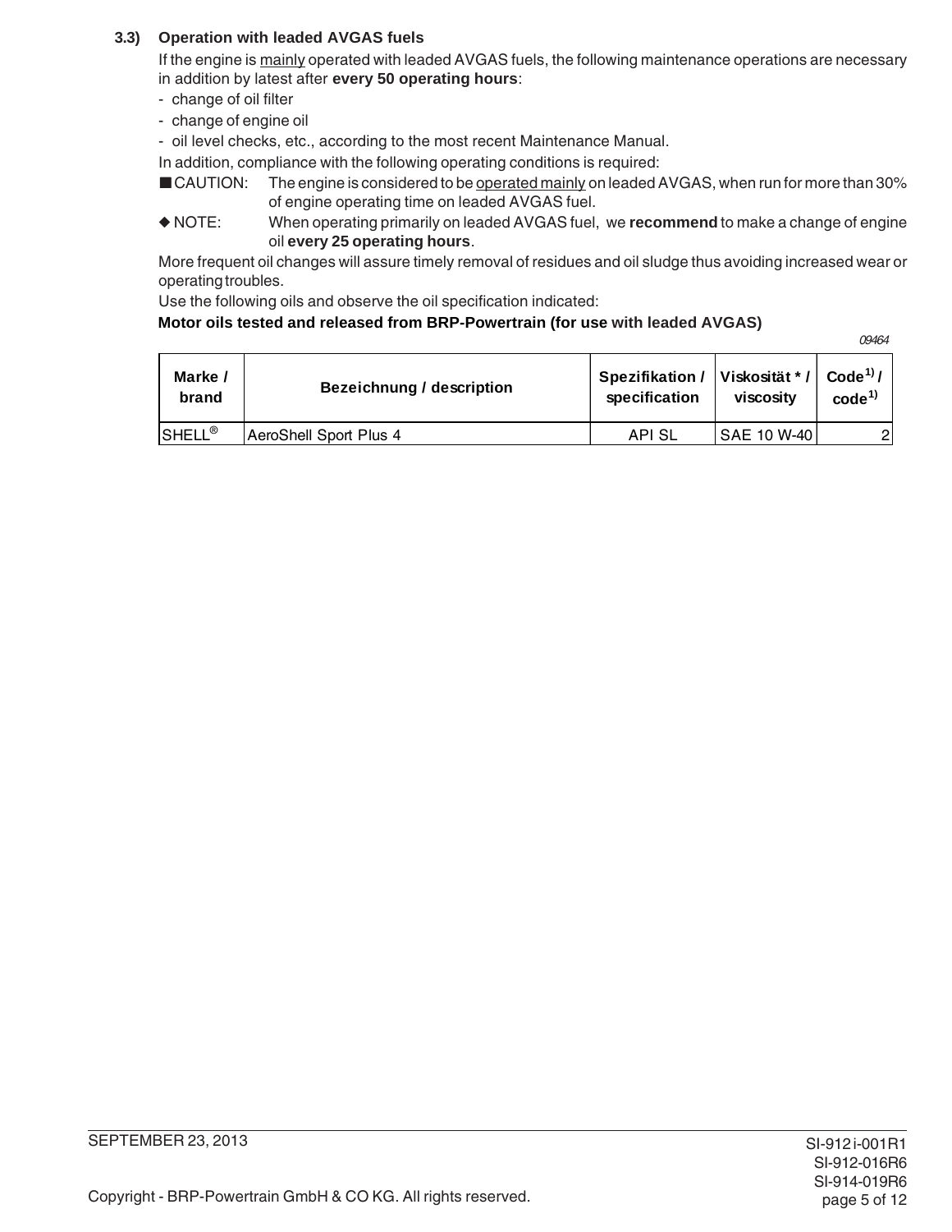### 3.3) Operation with leaded AVGAS fuels

If the engine is mainly operated with leaded AVGAS fuels, the following maintenance operations are necessary in addition by latest after **every 50 operating hours**:

- change of oil filter
- change of engine oil
- oil level checks, etc., according to the most recent Maintenance Manual.

In addition, compliance with the following operating conditions is required:

■ CAUTION: The engine is considered to be operated mainly on leaded AVGAS, when run for more than 30% of engine operating time on leaded AVGAS fuel.

◆ NOTE: When operating primarily on leaded AVGAS fuel, we **recommend** to make a change of engine oil **every 25 operating hours**.

More frequent oil changes will assure timely removal of residues and oil sludge thus avoiding increased wear or operating troubles.

Use the following oils and observe the oil specification indicated:

**Motor oils tested and released from BRP-Powertrain (for use with leaded AVGAS)**

*09464*

| Marke / brand | Bezeichnung / description | Spezifikation / specification | Viskosität * / viscosity | Code[1) ] / code[1)] |
|---|---|---|---|---|
| SHELL® | AeroShell Sport Plus 4 | API SL | SAE 10 W-40 | 2 |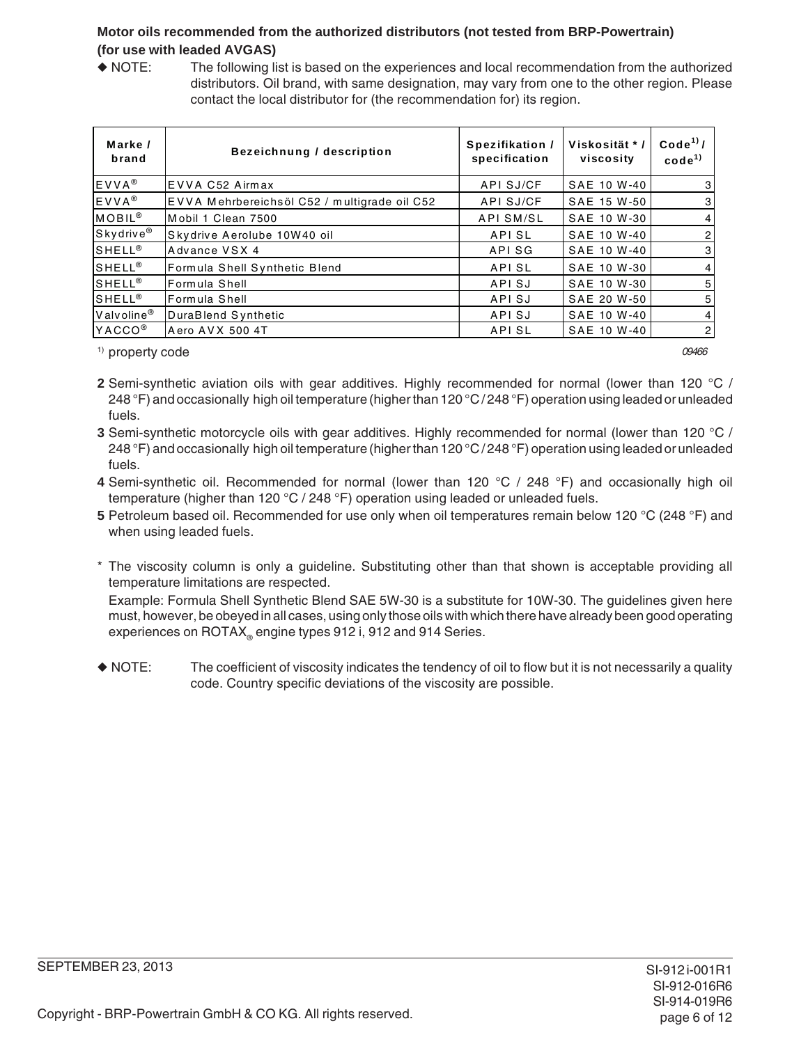**Motor oils recommended from the authorized distributors (not tested from BRP-Powertrain) (for use with leaded AVGAS)**

◆ NOTE: The following list is based on the experiences and local recommendation from the authorized distributors. Oil brand, with same designation, may vary from one to the other region. Please contact the local distributor for (the recommendation for) its region.

| Marke / brand | Bezeichnung / description | Spezifikation / specification | Viskosität * / viscosity | Code[1)] / code[1)] |
|---|---|---|---|---|
| EVVA® | EVVA C52 Airmax | API SJ/CF | SAE 10 W-40 | 3 |
| EVVA® | EVVA Mehrbereichsöl C52 / multigrade oil C52 | API SJ/CF | SAE 15 W-50 | 3 |
| MOBIL® | Mobil 1 Clean 7500 | API SM/SL | SAE 10 W-30 | 4 |
| Skydrive® | Skydrive Aerolube 10W40 oil | API SL | SAE 10 W-40 | 2 |
| SHELL® | Advance VSX 4 | API SG | SAE 10 W-40 | 3 |
| SHELL® | Formula Shell Synthetic Blend | API SL | SAE 10 W-30 | 4 |
| SHELL® | Formula Shell | API SJ | SAE 10 W-30 | 5 |
| SHELL® | Formula Shell | API SJ | SAE 20 W-50 | 5 |
| Valvoline® | DuraBlend Synthetic | API SJ | SAE 10 W-40 | 4 |
| YACCO® | Aero AVX 500 4T | API SL | SAE 10 W-40 | 2 |

[1)] property code

09466

**2** Semi-synthetic aviation oils with gear additives. Highly recommended for normal (lower than 120 °C / 248 °F) and occasionally high oil temperature (higher than 120 °C / 248 °F) operation using leaded or unleaded fuels.

**3** Semi-synthetic motorcycle oils with gear additives. Highly recommended for normal (lower than 120 °C / 248 °F) and occasionally high oil temperature (higher than 120 °C / 248 °F) operation using leaded or unleaded fuels.

**4** Semi-synthetic oil. Recommended for normal (lower than 120 °C / 248 °F) and occasionally high oil temperature (higher than 120 °C / 248 °F) operation using leaded or unleaded fuels.

**5** Petroleum based oil. Recommended for use only when oil temperatures remain below 120 °C (248 °F) and when using leaded fuels.

\* The viscosity column is only a guideline. Substituting other than that shown is acceptable providing all temperature limitations are respected.

Example: Formula Shell Synthetic Blend SAE 5W-30 is a substitute for 10W-30. The guidelines given here must, however, be obeyed in all cases, using only those oils with which there have already been good operating experiences on ROTAX® engine types 912 i, 912 and 914 Series.

◆ NOTE: The coefficient of viscosity indicates the tendency of oil to flow but it is not necessarily a quality code. Country specific deviations of the viscosity are possible.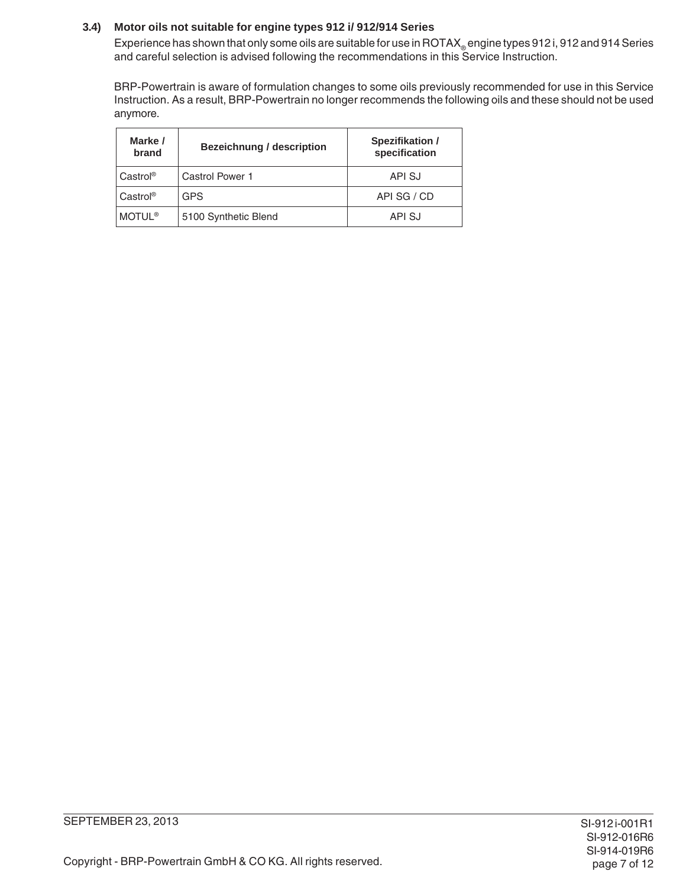### 3.4) Motor oils not suitable for engine types 912 i/ 912/914 Series

Experience has shown that only some oils are suitable for use in ROTAX® engine types 912 i, 912 and 914 Series and careful selection is advised following the recommendations in this Service Instruction.

BRP-Powertrain is aware of formulation changes to some oils previously recommended for use in this Service Instruction. As a result, BRP-Powertrain no longer recommends the following oils and these should not be used anymore.

| Marke / brand | Bezeichnung / description | Spezifikation / specification |
|---|---|---|
| Castrol® | Castrol Power 1 | API SJ |
| Castrol® | GPS | API SG / CD |
| MOTUL® | 5100 Synthetic Blend | API SJ |

SEPTEMBER 23, 2013

Copyright - BRP-Powertrain GmbH & CO KG. All rights reserved.

SI-912 i-001R1
SI-912-016R6
SI-914-019R6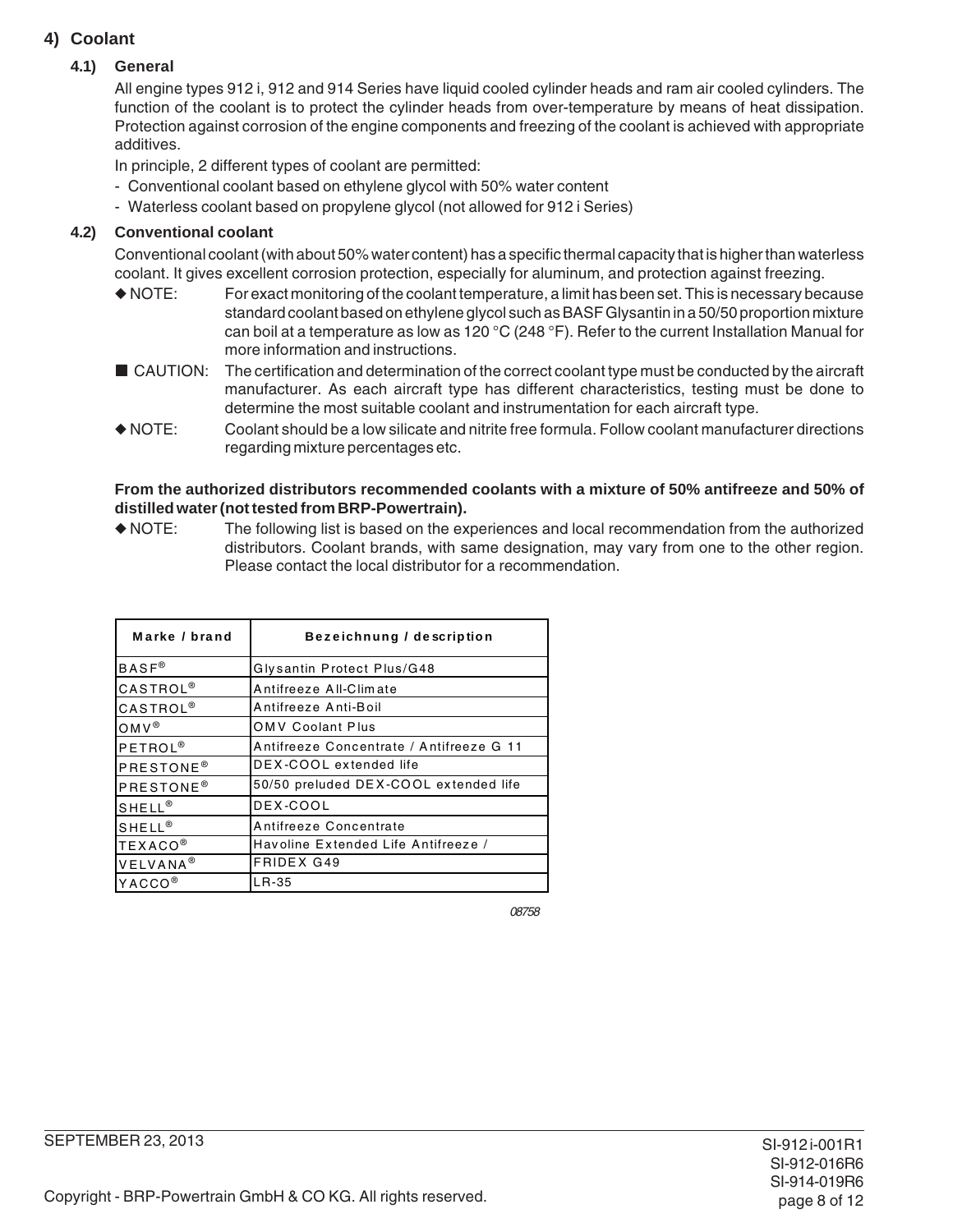## 4) Coolant

### 4.1) General

All engine types 912 i, 912 and 914 Series have liquid cooled cylinder heads and ram air cooled cylinders. The function of the coolant is to protect the cylinder heads from over-temperature by means of heat dissipation. Protection against corrosion of the engine components and freezing of the coolant is achieved with appropriate additives.

In principle, 2 different types of coolant are permitted:

- Conventional coolant based on ethylene glycol with 50% water content
- Waterless coolant based on propylene glycol (not allowed for 912 i Series)

### 4.2) Conventional coolant

Conventional coolant (with about 50% water content) has a specific thermal capacity that is higher than waterless coolant. It gives excellent corrosion protection, especially for aluminum, and protection against freezing.

◆ NOTE: For exact monitoring of the coolant temperature, a limit has been set. This is necessary because standard coolant based on ethylene glycol such as BASF Glysantin in a 50/50 proportion mixture can boil at a temperature as low as 120 °C (248 °F). Refer to the current Installation Manual for more information and instructions.

■ CAUTION: The certification and determination of the correct coolant type must be conducted by the aircraft manufacturer. As each aircraft type has different characteristics, testing must be done to determine the most suitable coolant and instrumentation for each aircraft type.

◆ NOTE: Coolant should be a low silicate and nitrite free formula. Follow coolant manufacturer directions regarding mixture percentages etc.

**From the authorized distributors recommended coolants with a mixture of 50% antifreeze and 50% of distilled water (not tested from BRP-Powertrain).**

◆ NOTE: The following list is based on the experiences and local recommendation from the authorized distributors. Coolant brands, with same designation, may vary from one to the other region. Please contact the local distributor for a recommendation.

| Marke / brand | Bezeichnung / description |
|---|---|
| BASF® | Glysantin Protect Plus/G48 |
| CASTROL® | Antifreeze All-Climate |
| CASTROL® | Antifreeze Anti-Boil |
| OMV® | OMV Coolant Plus |
| PETROL® | Antifreeze Concentrate / Antifreeze G 11 |
| PRESTONE® | DEX-COOL extended life |
| PRESTONE® | 50/50 preluded DEX-COOL extended life |
| SHELL® | DEX-COOL |
| SHELL® | Antifreeze Concentrate |
| TEXACO® | Havoline Extended Life Antifreeze / |
| VELVANA® | FRIDEX G49 |
| YACCO® | LR-35 |

08758

SEPTEMBER 23, 2013

SI-912 i-001R1
SI-912-016R6
SI-914-019R6

Copyright - BRP-Powertrain GmbH & CO KG. All rights reserved.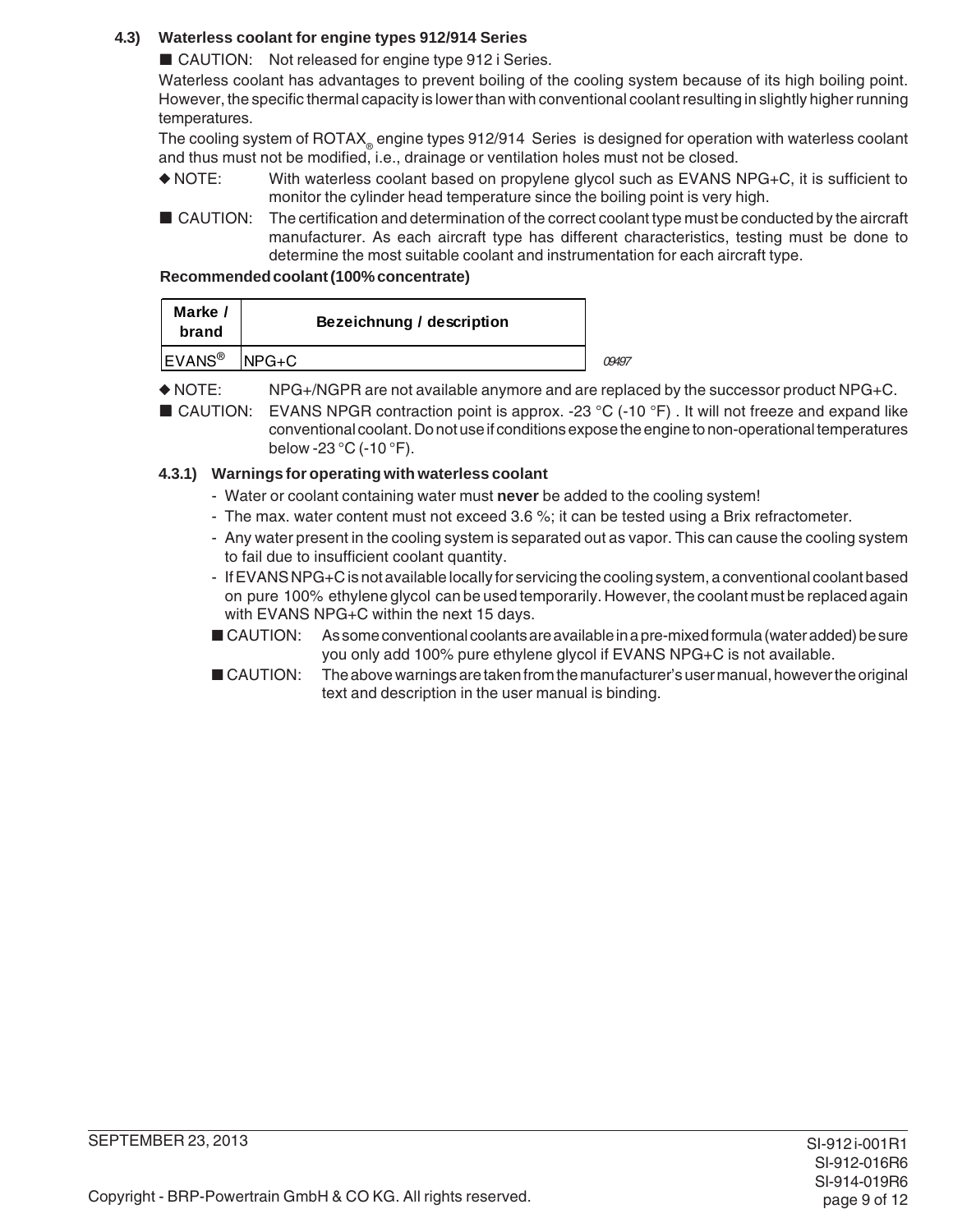### 4.3) Waterless coolant for engine types 912/914 Series

■ CAUTION: Not released for engine type 912 i Series.

Waterless coolant has advantages to prevent boiling of the cooling system because of its high boiling point. However, the specific thermal capacity is lower than with conventional coolant resulting in slightly higher running temperatures.

The cooling system of ROTAX® engine types 912/914 Series is designed for operation with waterless coolant and thus must not be modified, i.e., drainage or ventilation holes must not be closed.

◆ NOTE: With waterless coolant based on propylene glycol such as EVANS NPG+C, it is sufficient to monitor the cylinder head temperature since the boiling point is very high.

■ CAUTION: The certification and determination of the correct coolant type must be conducted by the aircraft manufacturer. As each aircraft type has different characteristics, testing must be done to determine the most suitable coolant and instrumentation for each aircraft type.

**Recommended coolant (100% concentrate)**

| Marke / brand | Bezeichnung / description |
|---|---|
| EVANS® | NPG+C |

09497

◆ NOTE: NPG+/NGPR are not available anymore and are replaced by the successor product NPG+C.

■ CAUTION: EVANS NPGR contraction point is approx. -23 °C (-10 °F) . It will not freeze and expand like conventional coolant. Do not use if conditions expose the engine to non-operational temperatures below -23 °C (-10 °F).

#### 4.3.1) Warnings for operating with waterless coolant

- Water or coolant containing water must **never** be added to the cooling system!
- The max. water content must not exceed 3.6 %; it can be tested using a Brix refractometer.
- Any water present in the cooling system is separated out as vapor. This can cause the cooling system to fail due to insufficient coolant quantity.
- If EVANS NPG+C is not available locally for servicing the cooling system, a conventional coolant based on pure 100% ethylene glycol can be used temporarily. However, the coolant must be replaced again with EVANS NPG+C within the next 15 days.

■ CAUTION: As some conventional coolants are available in a pre-mixed formula (water added) be sure you only add 100% pure ethylene glycol if EVANS NPG+C is not available.

■ CAUTION: The above warnings are taken from the manufacturer's user manual, however the original text and description in the user manual is binding.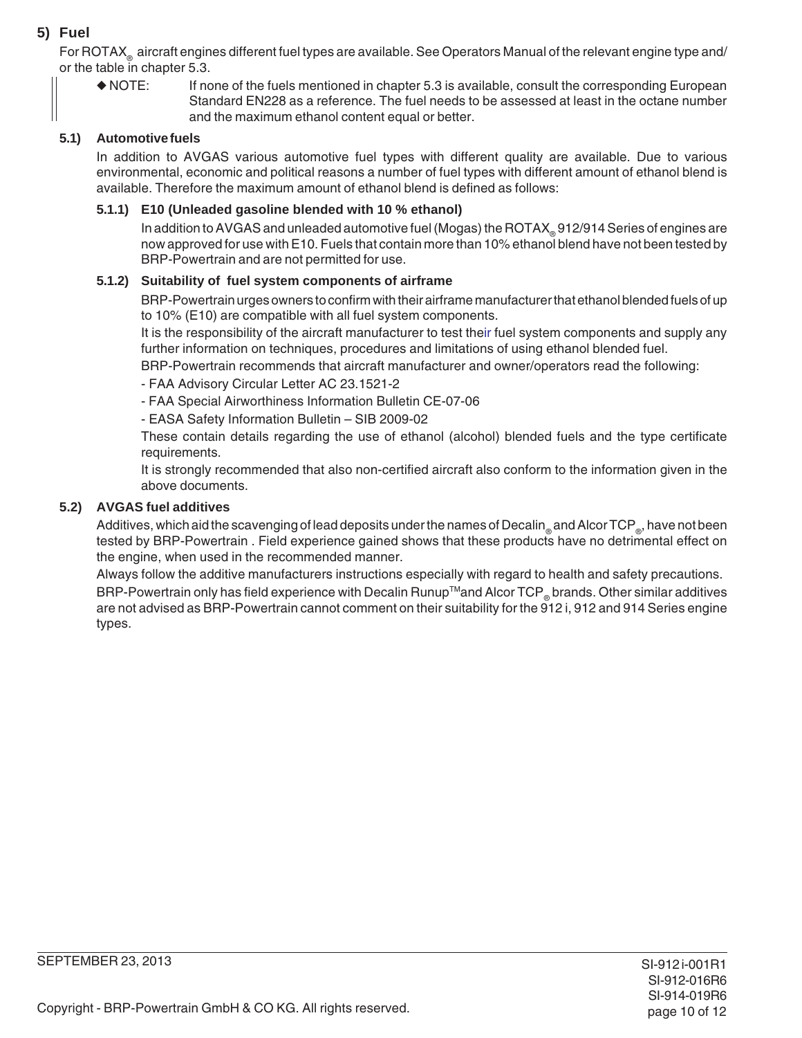## 5) Fuel

For ROTAX® aircraft engines different fuel types are available. See Operators Manual of the relevant engine type and/or the table in chapter 5.3.

◆ NOTE: If none of the fuels mentioned in chapter 5.3 is available, consult the corresponding European Standard EN228 as a reference. The fuel needs to be assessed at least in the octane number and the maximum ethanol content equal or better.

### 5.1) Automotive fuels

In addition to AVGAS various automotive fuel types with different quality are available. Due to various environmental, economic and political reasons a number of fuel types with different amount of ethanol blend is available. Therefore the maximum amount of ethanol blend is defined as follows:

#### 5.1.1) E10 (Unleaded gasoline blended with 10 % ethanol)

In addition to AVGAS and unleaded automotive fuel (Mogas) the ROTAX® 912/914 Series of engines are now approved for use with E10. Fuels that contain more than 10% ethanol blend have not been tested by BRP-Powertrain and are not permitted for use.

#### 5.1.2) Suitability of fuel system components of airframe

BRP-Powertrain urges owners to confirm with their airframe manufacturer that ethanol blended fuels of up to 10% (E10) are compatible with all fuel system components.

It is the responsibility of the aircraft manufacturer to test their fuel system components and supply any further information on techniques, procedures and limitations of using ethanol blended fuel.

BRP-Powertrain recommends that aircraft manufacturer and owner/operators read the following:

- FAA Advisory Circular Letter AC 23.1521-2
- FAA Special Airworthiness Information Bulletin CE-07-06
- EASA Safety Information Bulletin – SIB 2009-02

These contain details regarding the use of ethanol (alcohol) blended fuels and the type certificate requirements.

It is strongly recommended that also non-certified aircraft also conform to the information given in the above documents.

### 5.2) AVGAS fuel additives

Additives, which aid the scavenging of lead deposits under the names of Decalin® and Alcor TCP®, have not been tested by BRP-Powertrain . Field experience gained shows that these products have no detrimental effect on the engine, when used in the recommended manner.

Always follow the additive manufacturers instructions especially with regard to health and safety precautions.

BRP-Powertrain only has field experience with Decalin Runup™ and Alcor TCP® brands. Other similar additives are not advised as BRP-Powertrain cannot comment on their suitability for the 912 i, 912 and 914 Series engine types.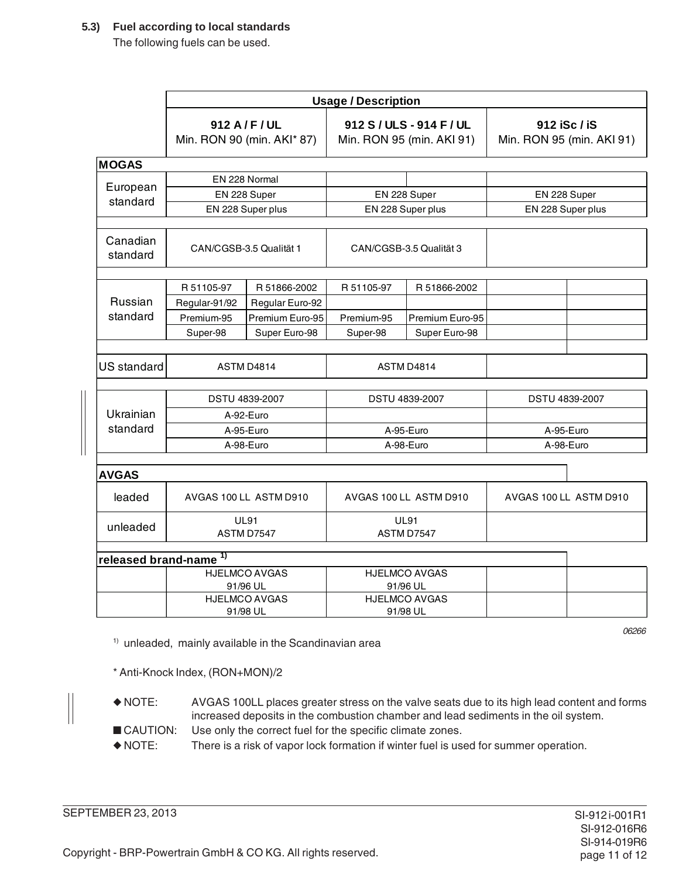### 5.3) Fuel according to local standards

The following fuels can be used.

| | Usage / Description | | |
|---|---|---|---|
| | **912 A / F / UL** Min. RON 90 (min. AKI* 87) | **912 S / ULS - 914 F / UL** Min. RON 95 (min. AKI 91) | **912 iSc / iS** Min. RON 95 (min. AKI 91) |
| **MOGAS** | | | |
| European standard | EN 228 Normal | | |
| | EN 228 Super | EN 228 Super | EN 228 Super |
| | EN 228 Super plus | EN 228 Super plus | EN 228 Super plus |
| Canadian standard | CAN/CGSB-3.5 Qualität 1 | CAN/CGSB-3.5 Qualität 3 | |
| Russian standard | R 51105-97 / R 51866-2002 | R 51105-97 / R 51866-2002 | |
| | Regular-91/92 / Regular Euro-92 | | |
| | Premium-95 / Premium Euro-95 | Premium-95 / Premium Euro-95 | |
| | Super-98 / Super Euro-98 | Super-98 / Super Euro-98 | |
| US standard | ASTM D4814 | ASTM D4814 | |
| Ukrainian standard | DSTU 4839-2007 | DSTU 4839-2007 | DSTU 4839-2007 |
| | A-92-Euro | | |
| | A-95-Euro | A-95-Euro | A-95-Euro |
| | A-98-Euro | A-98-Euro | A-98-Euro |
| **AVGAS** | | | |
| leaded | AVGAS 100 LL ASTM D910 | AVGAS 100 LL ASTM D910 | AVGAS 100 LL ASTM D910 |
| unleaded | UL91 ASTM D7547 | UL91 ASTM D7547 | |
| **released brand-name** [1)] | | | |
| | HJELMCO AVGAS 91/96 UL | HJELMCO AVGAS 91/96 UL | |
| | HJELMCO AVGAS 91/98 UL | HJELMCO AVGAS 91/98 UL | |

06266

[1)] unleaded, mainly available in the Scandinavian area

\* Anti-Knock Index, (RON+MON)/2

◆ NOTE: AVGAS 100LL places greater stress on the valve seats due to its high lead content and forms increased deposits in the combustion chamber and lead sediments in the oil system.

■ CAUTION: Use only the correct fuel for the specific climate zones.

◆ NOTE: There is a risk of vapor lock formation if winter fuel is used for summer operation.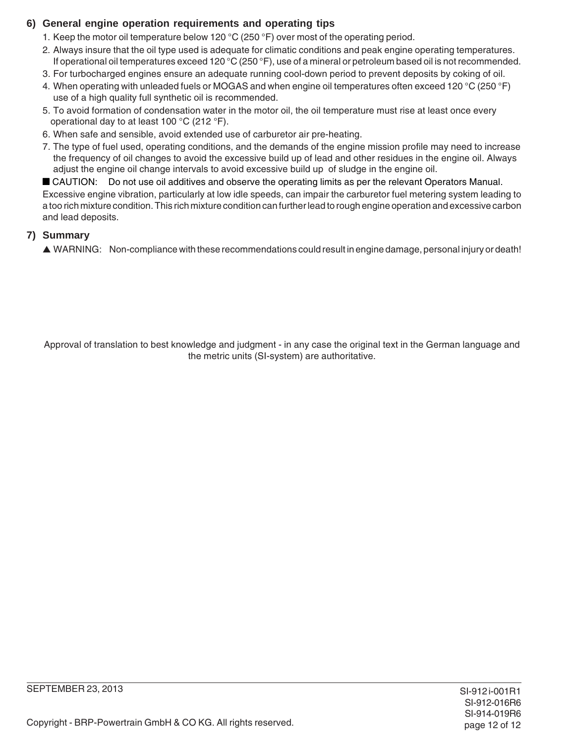## 6) General engine operation requirements and operating tips

1. Keep the motor oil temperature below 120 °C (250 °F) over most of the operating period.
2. Always insure that the oil type used is adequate for climatic conditions and peak engine operating temperatures. If operational oil temperatures exceed 120 °C (250 °F), use of a mineral or petroleum based oil is not recommended.
3. For turbocharged engines ensure an adequate running cool-down period to prevent deposits by coking of oil.
4. When operating with unleaded fuels or MOGAS and when engine oil temperatures often exceed 120 °C (250 °F) use of a high quality full synthetic oil is recommended.
5. To avoid formation of condensation water in the motor oil, the oil temperature must rise at least once every operational day to at least 100 °C (212 °F).
6. When safe and sensible, avoid extended use of carburetor air pre-heating.
7. The type of fuel used, operating conditions, and the demands of the engine mission profile may need to increase the frequency of oil changes to avoid the excessive build up of lead and other residues in the engine oil. Always adjust the engine oil change intervals to avoid excessive build up of sludge in the engine oil.

■ CAUTION: Do not use oil additives and observe the operating limits as per the relevant Operators Manual.

Excessive engine vibration, particularly at low idle speeds, can impair the carburetor fuel metering system leading to a too rich mixture condition. This rich mixture condition can further lead to rough engine operation and excessive carbon and lead deposits.

## 7) Summary

▲ WARNING: Non-compliance with these recommendations could result in engine damage, personal injury or death!

Approval of translation to best knowledge and judgment - in any case the original text in the German language and the metric units (SI-system) are authoritative.

SEPTEMBER 23, 2013

Copyright - BRP-Powertrain GmbH & CO KG. All rights reserved.

SI-912 i-001R1
SI-912-016R6
SI-914-019R6